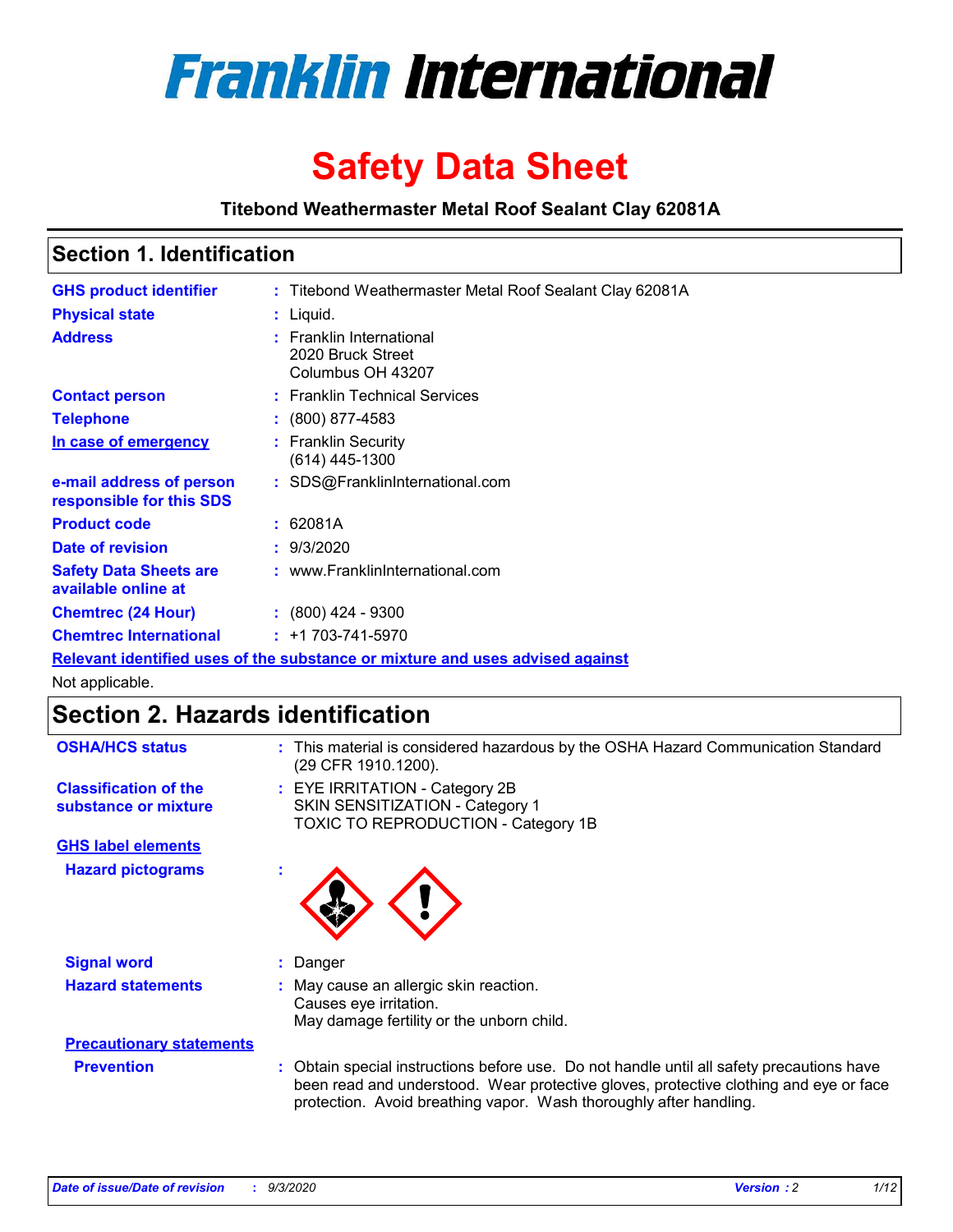# Franklin International

# Safety Data Sheet

**Titebond Weathermaster Metal Roof Sealant Clay 62081A**

## Section 1. Identification

| | |
|---|---|
| **GHS product identifier** | : Titebond Weathermaster Metal Roof Sealant Clay 62081A |
| **Physical state** | : Liquid. |
| **Address** | : Franklin International<br>2020 Bruck Street<br>Columbus OH 43207 |
| **Contact person** | : Franklin Technical Services |
| **Telephone** | : (800) 877-4583 |
| **In case of emergency** | : Franklin Security<br>(614) 445-1300 |
| **e-mail address of person responsible for this SDS** | : SDS@FranklinInternational.com |
| **Product code** | : 62081A |
| **Date of revision** | : 9/3/2020 |
| **Safety Data Sheets are available online at** | : www.FranklinInternational.com |
| **Chemtrec (24 Hour)** | : (800) 424 - 9300 |
| **Chemtrec International** | : +1 703-741-5970 |

**Relevant identified uses of the substance or mixture and uses advised against**

Not applicable.

## Section 2. Hazards identification

| | |
|---|---|
| **OSHA/HCS status** | : This material is considered hazardous by the OSHA Hazard Communication Standard (29 CFR 1910.1200). |
| **Classification of the substance or mixture** | : EYE IRRITATION - Category 2B<br>SKIN SENSITIZATION - Category 1<br>TOXIC TO REPRODUCTION - Category 1B |

**GHS label elements**

**Hazard pictograms** :

| | |
|---|---|
| **Signal word** | : Danger |
| **Hazard statements** | : May cause an allergic skin reaction.<br>Causes eye irritation.<br>May damage fertility or the unborn child. |

**Precautionary statements**

| | |
|---|---|
| **Prevention** | : Obtain special instructions before use. Do not handle until all safety precautions have been read and understood. Wear protective gloves, protective clothing and eye or face protection. Avoid breathing vapor. Wash thoroughly after handling. |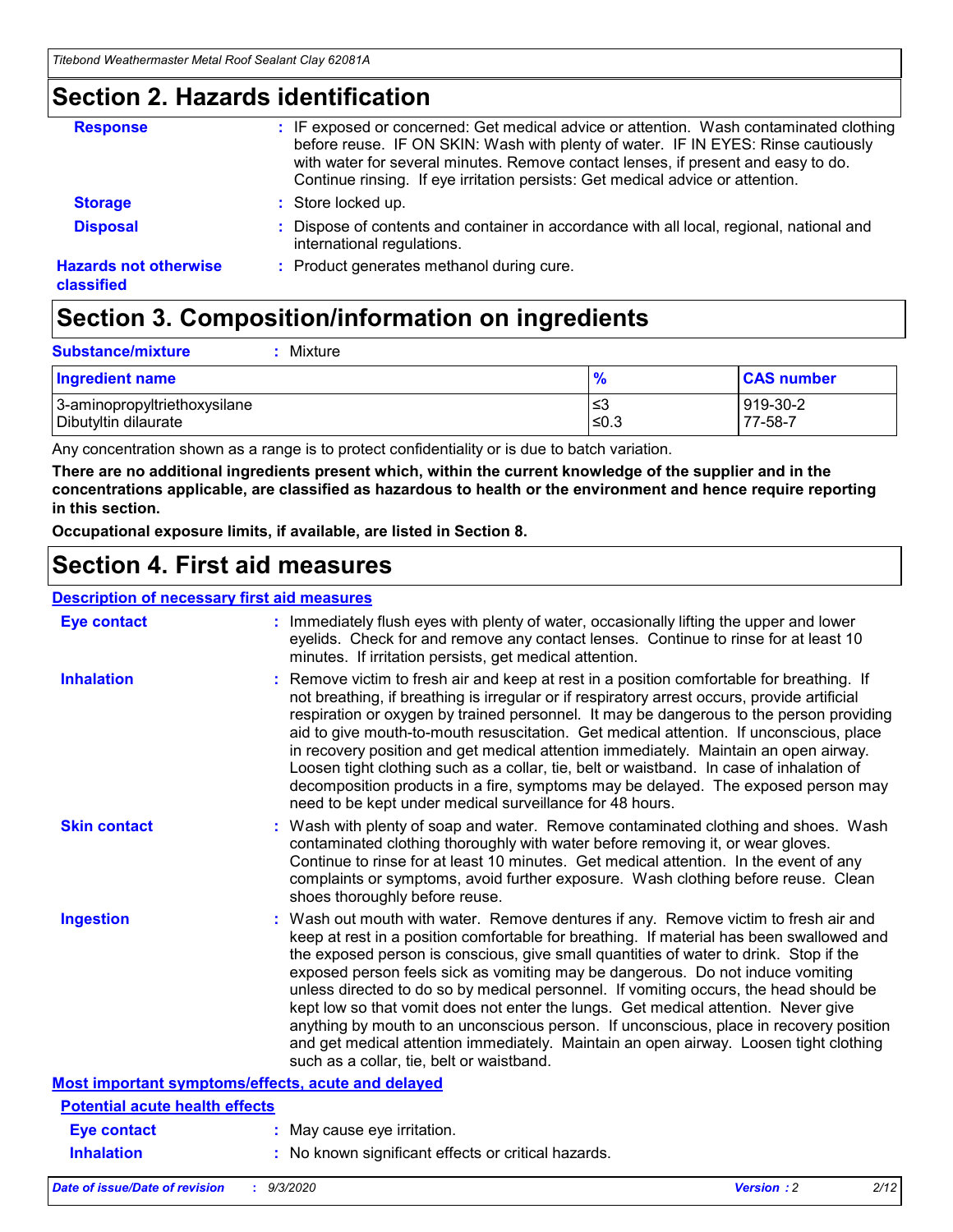## Section 2. Hazards identification

**Response** : IF exposed or concerned: Get medical advice or attention. Wash contaminated clothing before reuse. IF ON SKIN: Wash with plenty of water. IF IN EYES: Rinse cautiously with water for several minutes. Remove contact lenses, if present and easy to do. Continue rinsing. If eye irritation persists: Get medical advice or attention.

**Storage** : Store locked up.

**Disposal** : Dispose of contents and container in accordance with all local, regional, national and international regulations.

**Hazards not otherwise classified** : Product generates methanol during cure.

## Section 3. Composition/information on ingredients

**Substance/mixture** : Mixture

| Ingredient name | % | CAS number |
|---|---|---|
| 3-aminopropyltriethoxysilane | ≤3 | 919-30-2 |
| Dibutyltin dilaurate | ≤0.3 | 77-58-7 |

Any concentration shown as a range is to protect confidentiality or is due to batch variation.

**There are no additional ingredients present which, within the current knowledge of the supplier and in the concentrations applicable, are classified as hazardous to health or the environment and hence require reporting in this section.**

**Occupational exposure limits, if available, are listed in Section 8.**

## Section 4. First aid measures

### Description of necessary first aid measures

**Eye contact** : Immediately flush eyes with plenty of water, occasionally lifting the upper and lower eyelids. Check for and remove any contact lenses. Continue to rinse for at least 10 minutes. If irritation persists, get medical attention.

**Inhalation** : Remove victim to fresh air and keep at rest in a position comfortable for breathing. If not breathing, if breathing is irregular or if respiratory arrest occurs, provide artificial respiration or oxygen by trained personnel. It may be dangerous to the person providing aid to give mouth-to-mouth resuscitation. Get medical attention. If unconscious, place in recovery position and get medical attention immediately. Maintain an open airway. Loosen tight clothing such as a collar, tie, belt or waistband. In case of inhalation of decomposition products in a fire, symptoms may be delayed. The exposed person may need to be kept under medical surveillance for 48 hours.

**Skin contact** : Wash with plenty of soap and water. Remove contaminated clothing and shoes. Wash contaminated clothing thoroughly with water before removing it, or wear gloves. Continue to rinse for at least 10 minutes. Get medical attention. In the event of any complaints or symptoms, avoid further exposure. Wash clothing before reuse. Clean shoes thoroughly before reuse.

**Ingestion** : Wash out mouth with water. Remove dentures if any. Remove victim to fresh air and keep at rest in a position comfortable for breathing. If material has been swallowed and the exposed person is conscious, give small quantities of water to drink. Stop if the exposed person feels sick as vomiting may be dangerous. Do not induce vomiting unless directed to do so by medical personnel. If vomiting occurs, the head should be kept low so that vomit does not enter the lungs. Get medical attention. Never give anything by mouth to an unconscious person. If unconscious, place in recovery position and get medical attention immediately. Maintain an open airway. Loosen tight clothing such as a collar, tie, belt or waistband.

### Most important symptoms/effects, acute and delayed

#### Potential acute health effects

**Eye contact** : May cause eye irritation.

**Inhalation** : No known significant effects or critical hazards.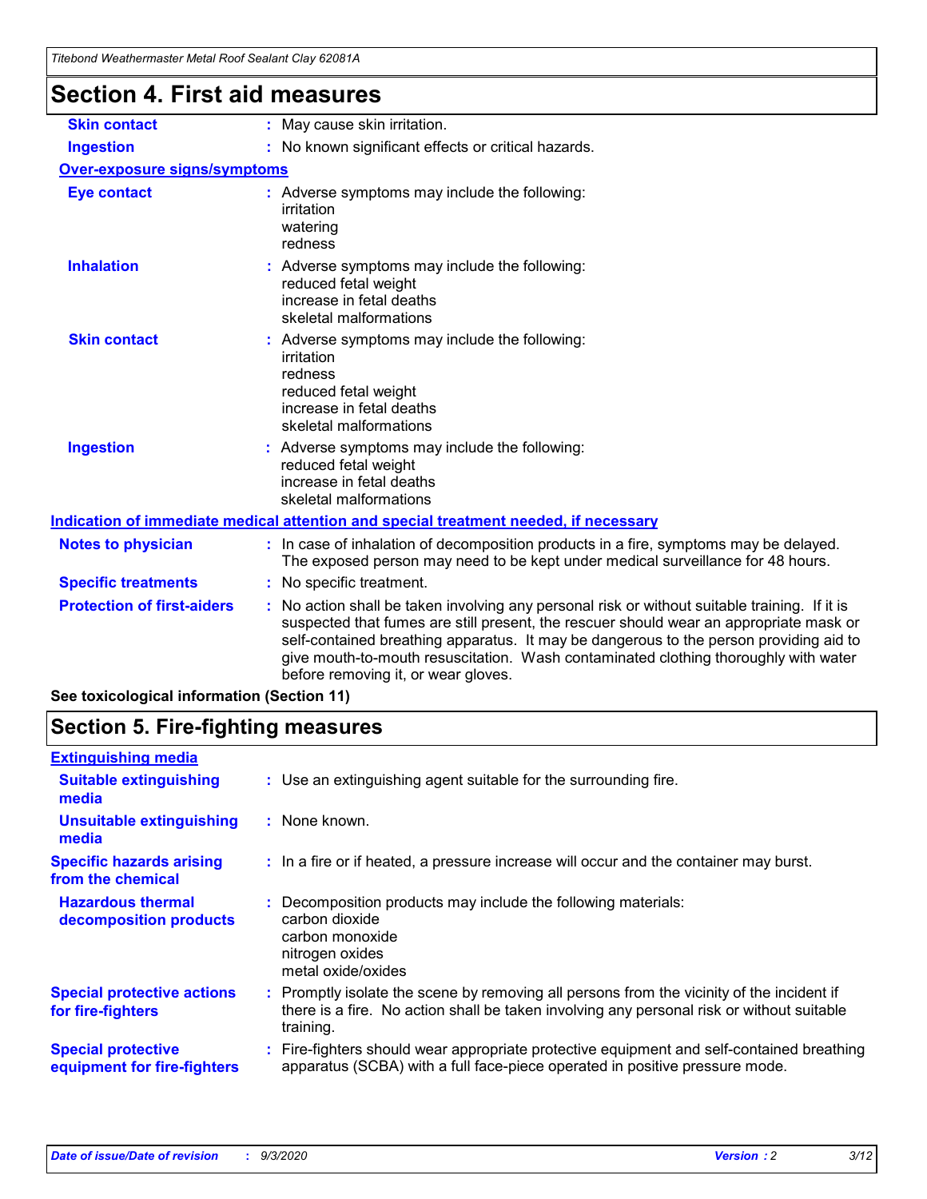# Section 4. First aid measures

**Skin contact** : May cause skin irritation.

**Ingestion** : No known significant effects or critical hazards.

**Over-exposure signs/symptoms**

**Eye contact** : Adverse symptoms may include the following:
irritation
watering
redness

**Inhalation** : Adverse symptoms may include the following:
reduced fetal weight
increase in fetal deaths
skeletal malformations

**Skin contact** : Adverse symptoms may include the following:
irritation
redness
reduced fetal weight
increase in fetal deaths
skeletal malformations

**Ingestion** : Adverse symptoms may include the following:
reduced fetal weight
increase in fetal deaths
skeletal malformations

**Indication of immediate medical attention and special treatment needed, if necessary**

**Notes to physician** : In case of inhalation of decomposition products in a fire, symptoms may be delayed. The exposed person may need to be kept under medical surveillance for 48 hours.

**Specific treatments** : No specific treatment.

**Protection of first-aiders** : No action shall be taken involving any personal risk or without suitable training. If it is suspected that fumes are still present, the rescuer should wear an appropriate mask or self-contained breathing apparatus. It may be dangerous to the person providing aid to give mouth-to-mouth resuscitation. Wash contaminated clothing thoroughly with water before removing it, or wear gloves.

**See toxicological information (Section 11)**

# Section 5. Fire-fighting measures

**Extinguishing media**

**Suitable extinguishing media** : Use an extinguishing agent suitable for the surrounding fire.

**Unsuitable extinguishing media** : None known.

**Specific hazards arising from the chemical** : In a fire or if heated, a pressure increase will occur and the container may burst.

**Hazardous thermal decomposition products** : Decomposition products may include the following materials:
carbon dioxide
carbon monoxide
nitrogen oxides
metal oxide/oxides

**Special protective actions for fire-fighters** : Promptly isolate the scene by removing all persons from the vicinity of the incident if there is a fire. No action shall be taken involving any personal risk or without suitable training.

**Special protective equipment for fire-fighters** : Fire-fighters should wear appropriate protective equipment and self-contained breathing apparatus (SCBA) with a full face-piece operated in positive pressure mode.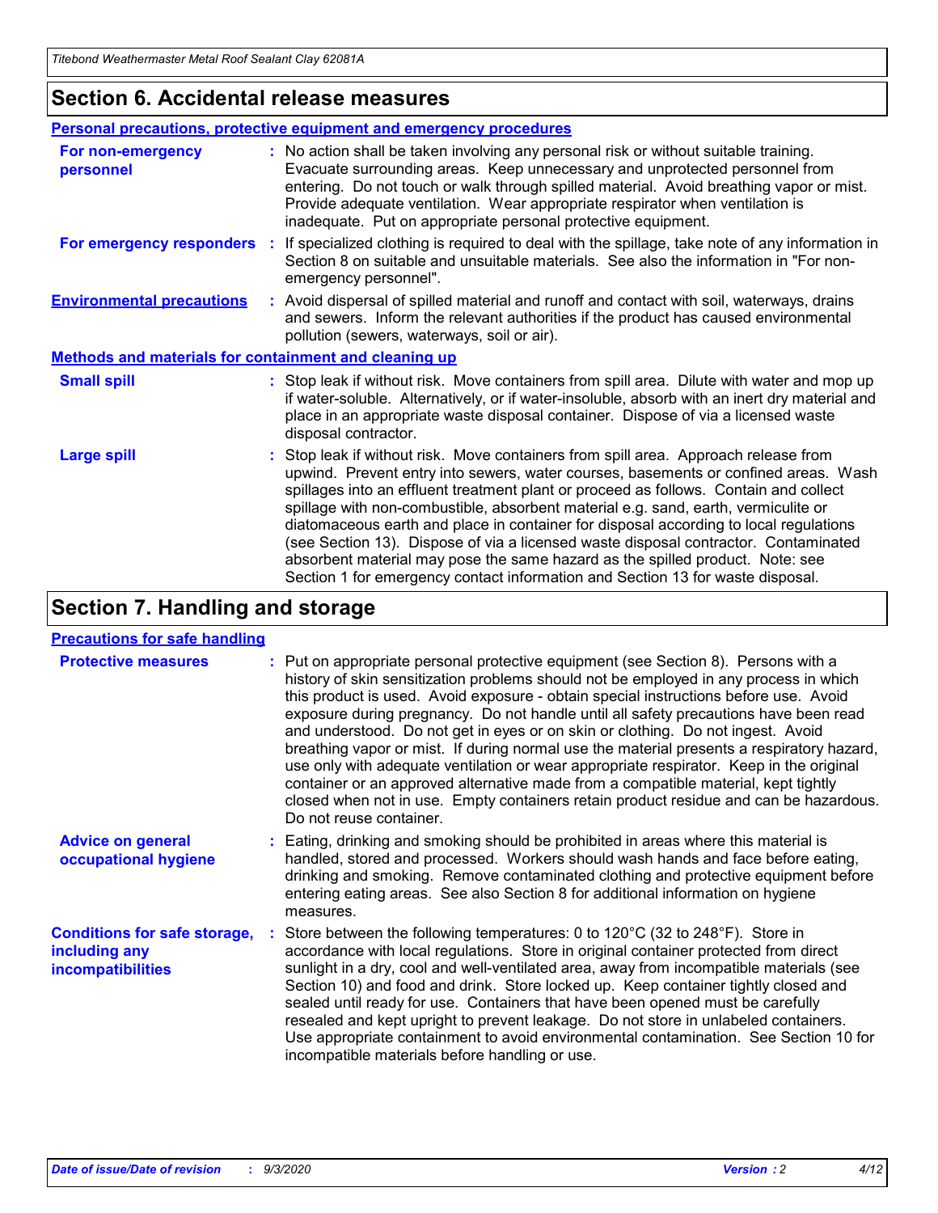## Section 6. Accidental release measures

### Personal precautions, protective equipment and emergency procedures

**For non-emergency personnel** : No action shall be taken involving any personal risk or without suitable training. Evacuate surrounding areas. Keep unnecessary and unprotected personnel from entering. Do not touch or walk through spilled material. Avoid breathing vapor or mist. Provide adequate ventilation. Wear appropriate respirator when ventilation is inadequate. Put on appropriate personal protective equipment.

**For emergency responders** : If specialized clothing is required to deal with the spillage, take note of any information in Section 8 on suitable and unsuitable materials. See also the information in "For non-emergency personnel".

**Environmental precautions** : Avoid dispersal of spilled material and runoff and contact with soil, waterways, drains and sewers. Inform the relevant authorities if the product has caused environmental pollution (sewers, waterways, soil or air).

### Methods and materials for containment and cleaning up

**Small spill** : Stop leak if without risk. Move containers from spill area. Dilute with water and mop up if water-soluble. Alternatively, or if water-insoluble, absorb with an inert dry material and place in an appropriate waste disposal container. Dispose of via a licensed waste disposal contractor.

**Large spill** : Stop leak if without risk. Move containers from spill area. Approach release from upwind. Prevent entry into sewers, water courses, basements or confined areas. Wash spillages into an effluent treatment plant or proceed as follows. Contain and collect spillage with non-combustible, absorbent material e.g. sand, earth, vermiculite or diatomaceous earth and place in container for disposal according to local regulations (see Section 13). Dispose of via a licensed waste disposal contractor. Contaminated absorbent material may pose the same hazard as the spilled product. Note: see Section 1 for emergency contact information and Section 13 for waste disposal.

## Section 7. Handling and storage

### Precautions for safe handling

**Protective measures** : Put on appropriate personal protective equipment (see Section 8). Persons with a history of skin sensitization problems should not be employed in any process in which this product is used. Avoid exposure - obtain special instructions before use. Avoid exposure during pregnancy. Do not handle until all safety precautions have been read and understood. Do not get in eyes or on skin or clothing. Do not ingest. Avoid breathing vapor or mist. If during normal use the material presents a respiratory hazard, use only with adequate ventilation or wear appropriate respirator. Keep in the original container or an approved alternative made from a compatible material, kept tightly closed when not in use. Empty containers retain product residue and can be hazardous. Do not reuse container.

**Advice on general occupational hygiene** : Eating, drinking and smoking should be prohibited in areas where this material is handled, stored and processed. Workers should wash hands and face before eating, drinking and smoking. Remove contaminated clothing and protective equipment before entering eating areas. See also Section 8 for additional information on hygiene measures.

**Conditions for safe storage, including any incompatibilities** : Store between the following temperatures: 0 to 120°C (32 to 248°F). Store in accordance with local regulations. Store in original container protected from direct sunlight in a dry, cool and well-ventilated area, away from incompatible materials (see Section 10) and food and drink. Store locked up. Keep container tightly closed and sealed until ready for use. Containers that have been opened must be carefully resealed and kept upright to prevent leakage. Do not store in unlabeled containers. Use appropriate containment to avoid environmental contamination. See Section 10 for incompatible materials before handling or use.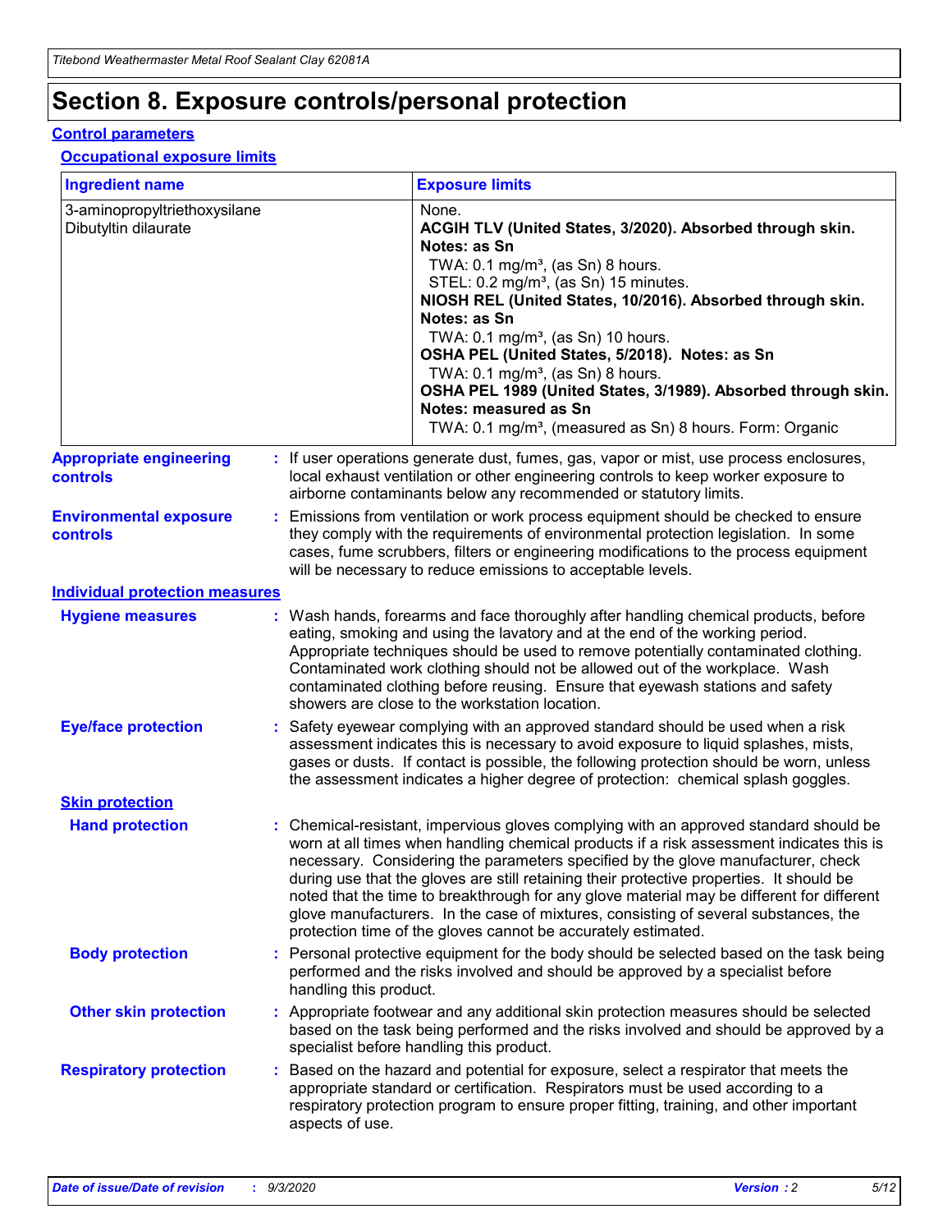# Section 8. Exposure controls/personal protection

## Control parameters

### Occupational exposure limits

| Ingredient name | Exposure limits |
|---|---|
| 3-aminopropyltriethoxysilane | None. |
| Dibutyltin dilaurate | **ACGIH TLV (United States, 3/2020). Absorbed through skin. Notes: as Sn**<br>TWA: 0.1 mg/m³, (as Sn) 8 hours.<br>STEL: 0.2 mg/m³, (as Sn) 15 minutes.<br>**NIOSH REL (United States, 10/2016). Absorbed through skin. Notes: as Sn**<br>TWA: 0.1 mg/m³, (as Sn) 10 hours.<br>**OSHA PEL (United States, 5/2018). Notes: as Sn**<br>TWA: 0.1 mg/m³, (as Sn) 8 hours.<br>**OSHA PEL 1989 (United States, 3/1989). Absorbed through skin. Notes: measured as Sn**<br>TWA: 0.1 mg/m³, (measured as Sn) 8 hours. Form: Organic |

**Appropriate engineering controls** : If user operations generate dust, fumes, gas, vapor or mist, use process enclosures, local exhaust ventilation or other engineering controls to keep worker exposure to airborne contaminants below any recommended or statutory limits.

**Environmental exposure controls** : Emissions from ventilation or work process equipment should be checked to ensure they comply with the requirements of environmental protection legislation. In some cases, fume scrubbers, filters or engineering modifications to the process equipment will be necessary to reduce emissions to acceptable levels.

## Individual protection measures

**Hygiene measures** : Wash hands, forearms and face thoroughly after handling chemical products, before eating, smoking and using the lavatory and at the end of the working period. Appropriate techniques should be used to remove potentially contaminated clothing. Contaminated work clothing should not be allowed out of the workplace. Wash contaminated clothing before reusing. Ensure that eyewash stations and safety showers are close to the workstation location.

**Eye/face protection** : Safety eyewear complying with an approved standard should be used when a risk assessment indicates this is necessary to avoid exposure to liquid splashes, mists, gases or dusts. If contact is possible, the following protection should be worn, unless the assessment indicates a higher degree of protection: chemical splash goggles.

### Skin protection

**Hand protection** : Chemical-resistant, impervious gloves complying with an approved standard should be worn at all times when handling chemical products if a risk assessment indicates this is necessary. Considering the parameters specified by the glove manufacturer, check during use that the gloves are still retaining their protective properties. It should be noted that the time to breakthrough for any glove material may be different for different glove manufacturers. In the case of mixtures, consisting of several substances, the protection time of the gloves cannot be accurately estimated.

**Body protection** : Personal protective equipment for the body should be selected based on the task being performed and the risks involved and should be approved by a specialist before handling this product.

**Other skin protection** : Appropriate footwear and any additional skin protection measures should be selected based on the task being performed and the risks involved and should be approved by a specialist before handling this product.

**Respiratory protection** : Based on the hazard and potential for exposure, select a respirator that meets the appropriate standard or certification. Respirators must be used according to a respiratory protection program to ensure proper fitting, training, and other important aspects of use.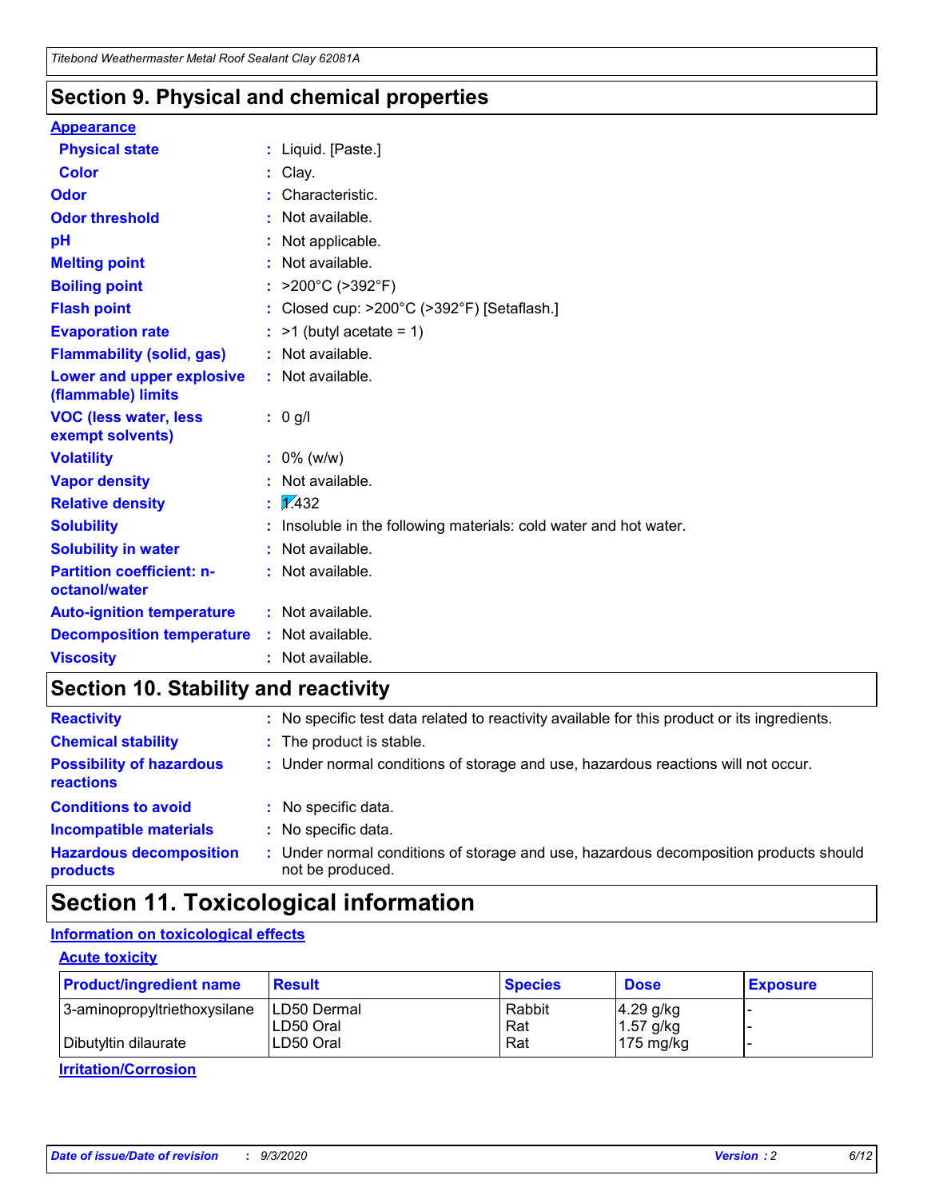## Section 9. Physical and chemical properties

**Appearance**

| | |
|---|---|
| **Physical state** | : Liquid. [Paste.] |
| **Color** | : Clay. |
| **Odor** | : Characteristic. |
| **Odor threshold** | : Not available. |
| **pH** | : Not applicable. |
| **Melting point** | : Not available. |
| **Boiling point** | : >200°C (>392°F) |
| **Flash point** | : Closed cup: >200°C (>392°F) [Setaflash.] |
| **Evaporation rate** | : >1 (butyl acetate = 1) |
| **Flammability (solid, gas)** | : Not available. |
| **Lower and upper explosive (flammable) limits** | : Not available. |
| **VOC (less water, less exempt solvents)** | : 0 g/l |
| **Volatility** | : 0% (w/w) |
| **Vapor density** | : Not available. |
| **Relative density** | : 1.432 |
| **Solubility** | : Insoluble in the following materials: cold water and hot water. |
| **Solubility in water** | : Not available. |
| **Partition coefficient: n-octanol/water** | : Not available. |
| **Auto-ignition temperature** | : Not available. |
| **Decomposition temperature** | : Not available. |
| **Viscosity** | : Not available. |

## Section 10. Stability and reactivity

| | |
|---|---|
| **Reactivity** | : No specific test data related to reactivity available for this product or its ingredients. |
| **Chemical stability** | : The product is stable. |
| **Possibility of hazardous reactions** | : Under normal conditions of storage and use, hazardous reactions will not occur. |
| **Conditions to avoid** | : No specific data. |
| **Incompatible materials** | : No specific data. |
| **Hazardous decomposition products** | : Under normal conditions of storage and use, hazardous decomposition products should not be produced. |

## Section 11. Toxicological information

**Information on toxicological effects**

**Acute toxicity**

| Product/ingredient name | Result | Species | Dose | Exposure |
|---|---|---|---|---|
| 3-aminopropyltriethoxysilane | LD50 Dermal | Rabbit | 4.29 g/kg | - |
| | LD50 Oral | Rat | 1.57 g/kg | - |
| Dibutyltin dilaurate | LD50 Oral | Rat | 175 mg/kg | - |

**Irritation/Corrosion**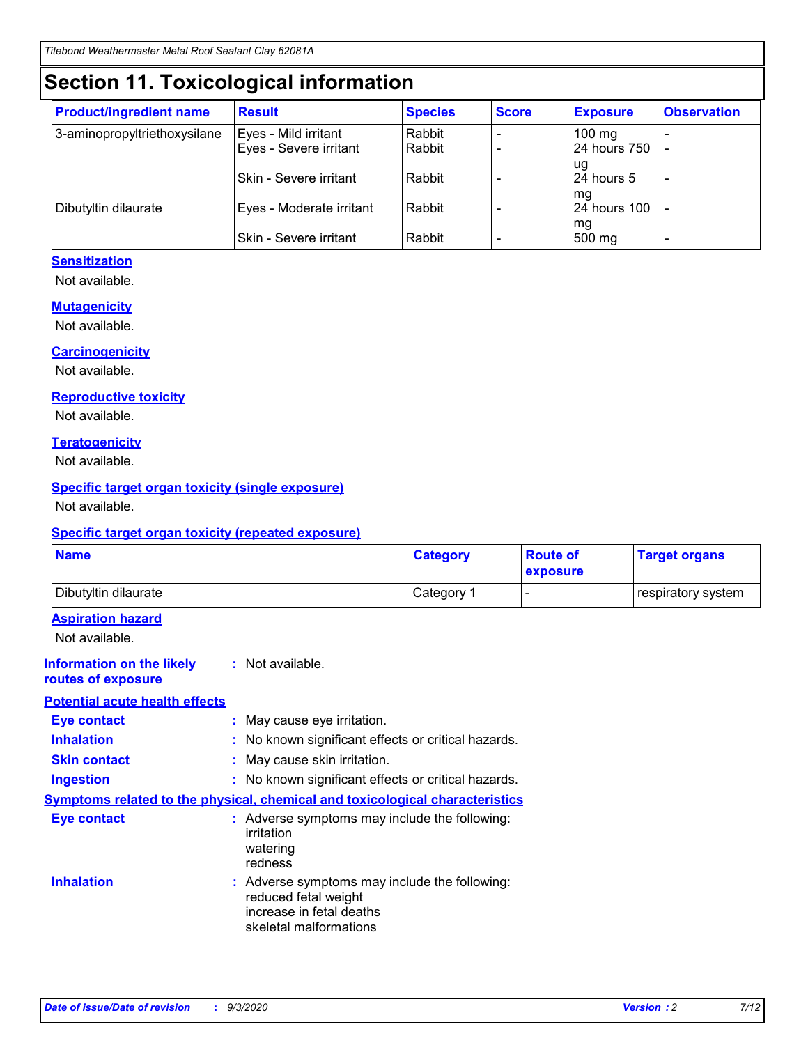# Section 11. Toxicological information

| Product/ingredient name | Result | Species | Score | Exposure | Observation |
|---|---|---|---|---|---|
| 3-aminopropyltriethoxysilane | Eyes - Mild irritant | Rabbit | - | 100 mg | - |
| | Eyes - Severe irritant | Rabbit | - | 24 hours 750 ug | - |
| | Skin - Severe irritant | Rabbit | - | 24 hours 5 mg | - |
| Dibutyltin dilaurate | Eyes - Moderate irritant | Rabbit | - | 24 hours 100 mg | - |
| | Skin - Severe irritant | Rabbit | - | 500 mg | - |

### Sensitization

Not available.

### Mutagenicity

Not available.

### Carcinogenicity

Not available.

### Reproductive toxicity

Not available.

### Teratogenicity

Not available.

### Specific target organ toxicity (single exposure)

Not available.

### Specific target organ toxicity (repeated exposure)

| Name | Category | Route of exposure | Target organs |
|---|---|---|---|
| Dibutyltin dilaurate | Category 1 | - | respiratory system |

### Aspiration hazard

Not available.

**Information on the likely routes of exposure** : Not available.

### Potential acute health effects

**Eye contact** : May cause eye irritation.

**Inhalation** : No known significant effects or critical hazards.

**Skin contact** : May cause skin irritation.

**Ingestion** : No known significant effects or critical hazards.

### Symptoms related to the physical, chemical and toxicological characteristics

**Eye contact** : Adverse symptoms may include the following:
irritation
watering
redness

**Inhalation** : Adverse symptoms may include the following:
reduced fetal weight
increase in fetal deaths
skeletal malformations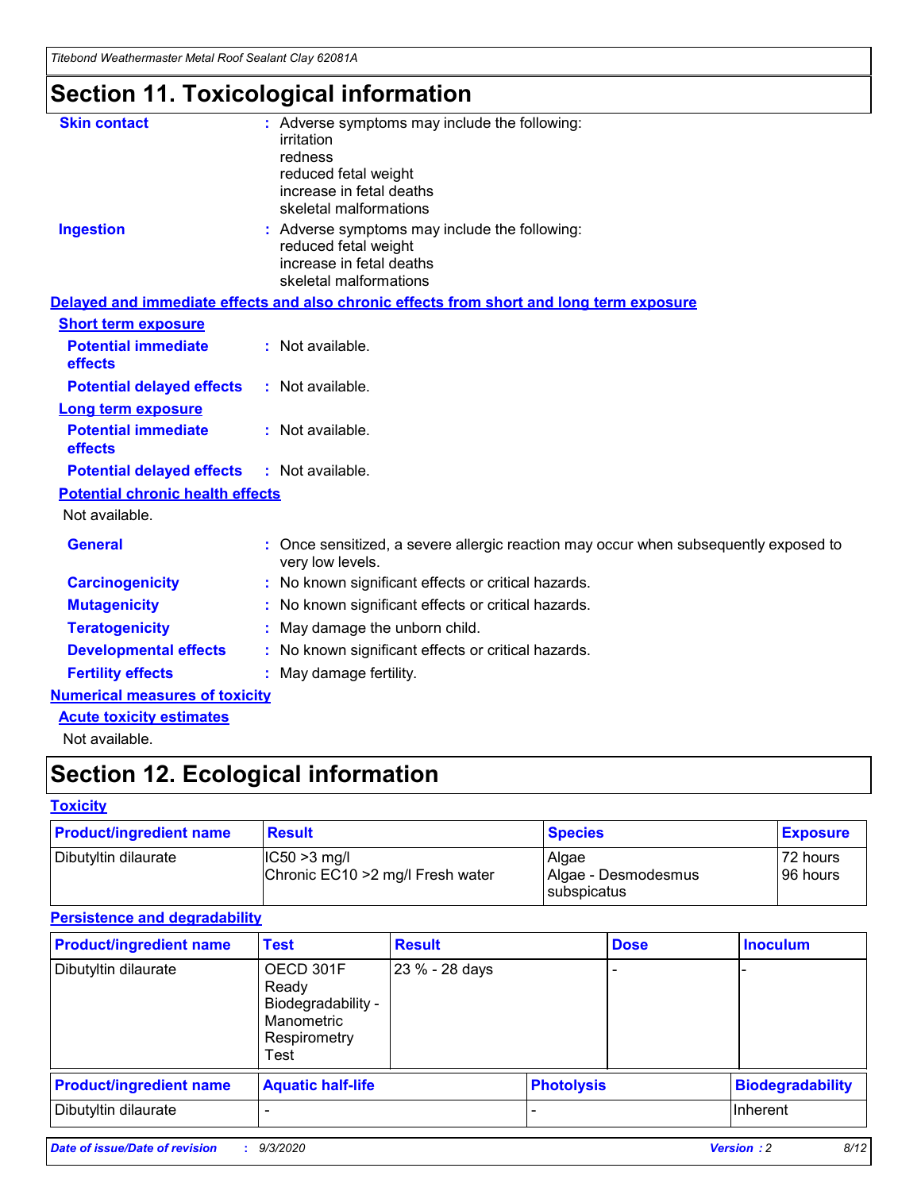# Section 11. Toxicological information

**Skin contact** : Adverse symptoms may include the following:
irritation
redness
reduced fetal weight
increase in fetal deaths
skeletal malformations

**Ingestion** : Adverse symptoms may include the following:
reduced fetal weight
increase in fetal deaths
skeletal malformations

**Delayed and immediate effects and also chronic effects from short and long term exposure**

**Short term exposure**

**Potential immediate effects** : Not available.

**Potential delayed effects** : Not available.

**Long term exposure**

**Potential immediate effects** : Not available.

**Potential delayed effects** : Not available.

**Potential chronic health effects**

Not available.

**General** : Once sensitized, a severe allergic reaction may occur when subsequently exposed to very low levels.

**Carcinogenicity** : No known significant effects or critical hazards.

**Mutagenicity** : No known significant effects or critical hazards.

**Teratogenicity** : May damage the unborn child.

**Developmental effects** : No known significant effects or critical hazards.

**Fertility effects** : May damage fertility.

**Numerical measures of toxicity**

**Acute toxicity estimates**

Not available.

# Section 12. Ecological information

**Toxicity**

| Product/ingredient name | Result | Species | Exposure |
|---|---|---|---|
| Dibutyltin dilaurate | IC50 >3 mg/l<br>Chronic EC10 >2 mg/l Fresh water | Algae<br>Algae - Desmodesmus subspicatus | 72 hours<br>96 hours |

**Persistence and degradability**

| Product/ingredient name | Test | Result | Dose | Inoculum |
|---|---|---|---|---|
| Dibutyltin dilaurate | OECD 301F Ready Biodegradability - Manometric Respirometry Test | 23 % - 28 days | - | - |

| Product/ingredient name | Aquatic half-life | Photolysis | Biodegradability |
|---|---|---|---|
| Dibutyltin dilaurate | - | - | Inherent |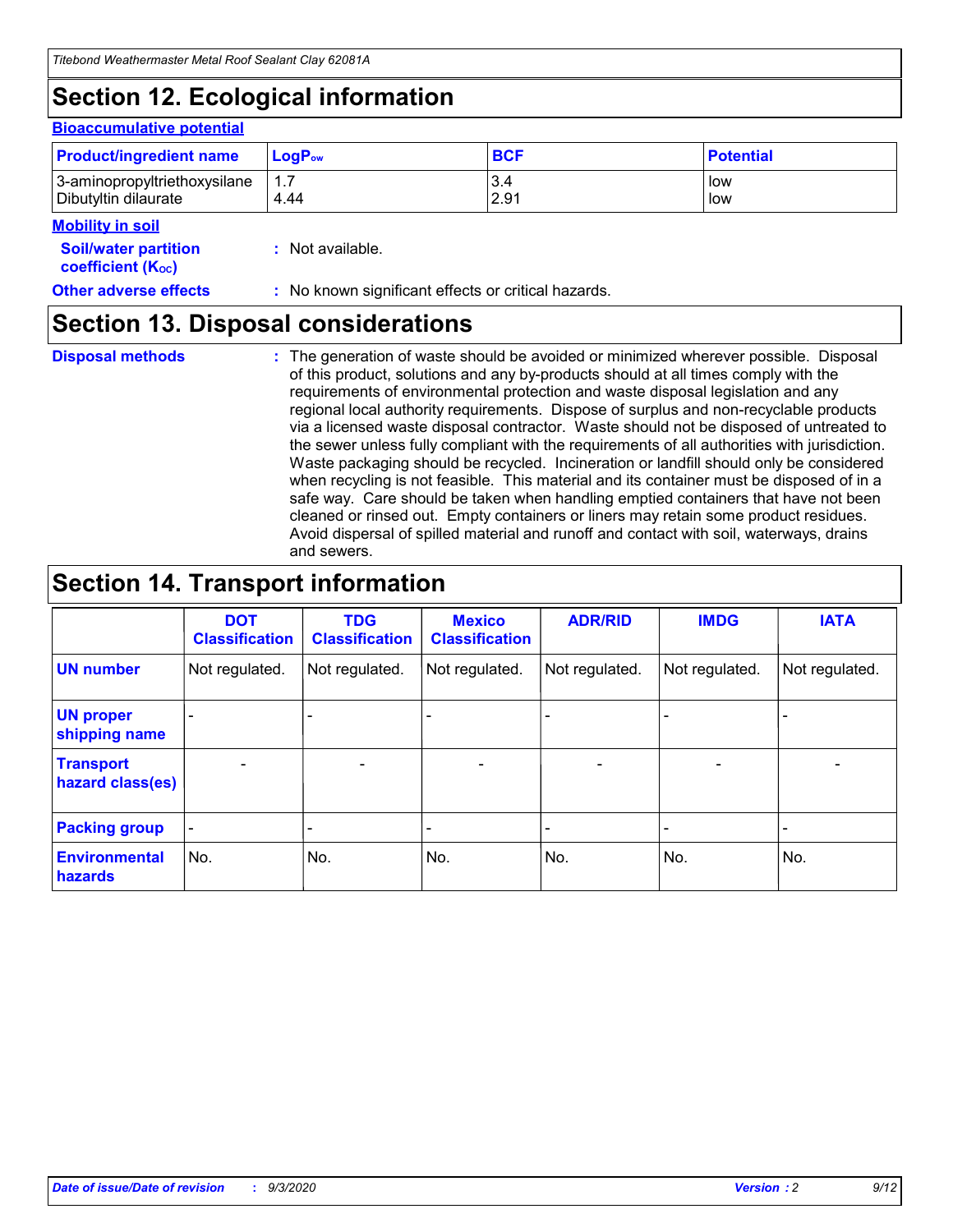# Section 12. Ecological information

**Bioaccumulative potential**

| Product/ingredient name | $LogP_{ow}$ | BCF | Potential |
|---|---|---|---|
| 3-aminopropyltriethoxysilane | 1.7 | 3.4 | low |
| Dibutyltin dilaurate | 4.44 | 2.91 | low |

**Mobility in soil**

**Soil/water partition coefficient ($K_{OC}$)** : Not available.

**Other adverse effects** : No known significant effects or critical hazards.

# Section 13. Disposal considerations

**Disposal methods** : The generation of waste should be avoided or minimized wherever possible. Disposal of this product, solutions and any by-products should at all times comply with the requirements of environmental protection and waste disposal legislation and any regional local authority requirements. Dispose of surplus and non-recyclable products via a licensed waste disposal contractor. Waste should not be disposed of untreated to the sewer unless fully compliant with the requirements of all authorities with jurisdiction. Waste packaging should be recycled. Incineration or landfill should only be considered when recycling is not feasible. This material and its container must be disposed of in a safe way. Care should be taken when handling emptied containers that have not been cleaned or rinsed out. Empty containers or liners may retain some product residues. Avoid dispersal of spilled material and runoff and contact with soil, waterways, drains and sewers.

# Section 14. Transport information

| | DOT Classification | TDG Classification | Mexico Classification | ADR/RID | IMDG | IATA |
|---|---|---|---|---|---|---|
| UN number | Not regulated. | Not regulated. | Not regulated. | Not regulated. | Not regulated. | Not regulated. |
| UN proper shipping name | - | - | - | - | - | - |
| Transport hazard class(es) | - | - | - | - | - | - |
| Packing group | - | - | - | - | - | - |
| Environmental hazards | No. | No. | No. | No. | No. | No. |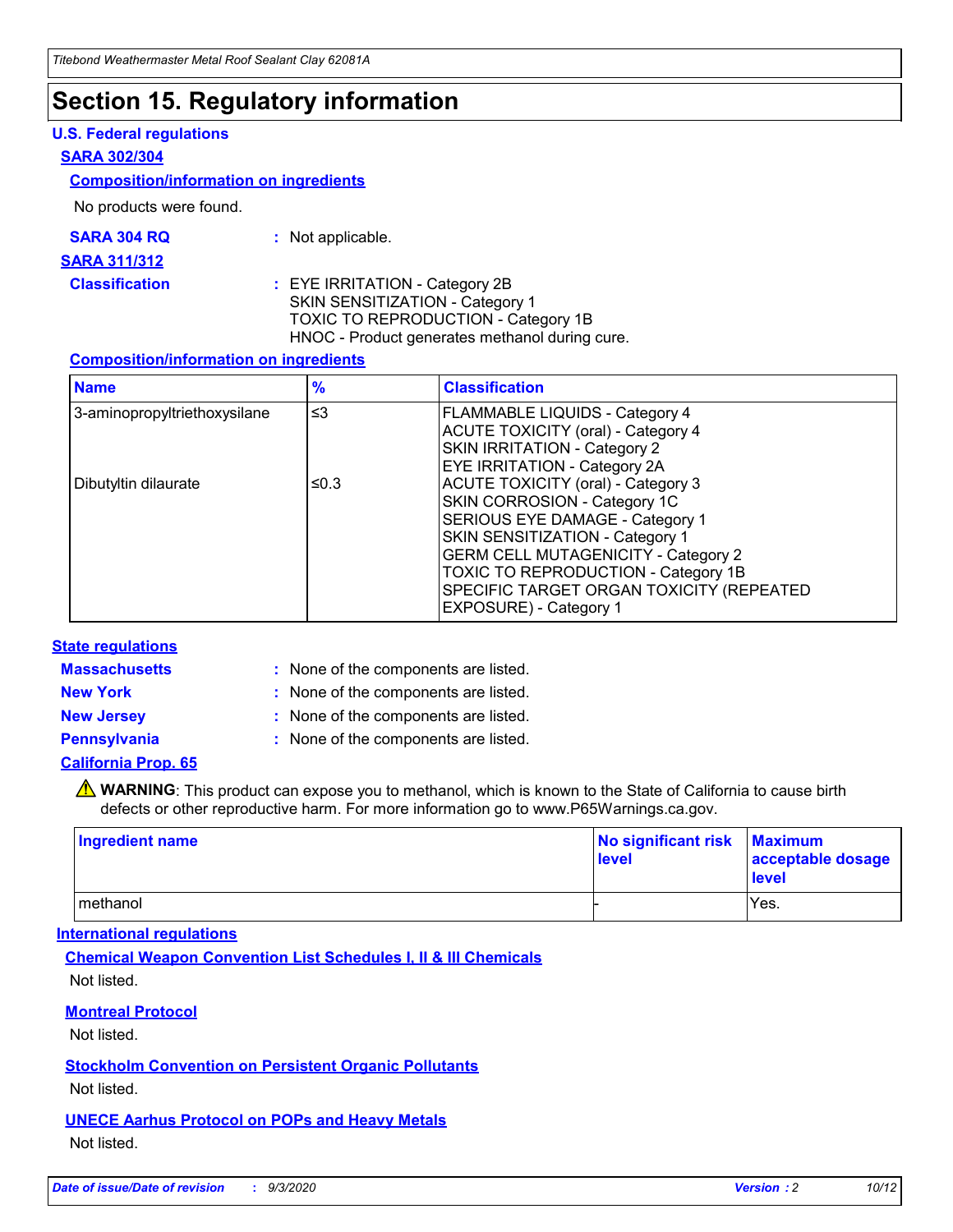# Section 15. Regulatory information

### U.S. Federal regulations

**SARA 302/304**

**Composition/information on ingredients**

No products were found.

**SARA 304 RQ** : Not applicable.

**SARA 311/312**

**Classification** : EYE IRRITATION - Category 2B
SKIN SENSITIZATION - Category 1
TOXIC TO REPRODUCTION - Category 1B
HNOC - Product generates methanol during cure.

**Composition/information on ingredients**

| Name | % | Classification |
|---|---|---|
| 3-aminopropyltriethoxysilane | ≤3 | FLAMMABLE LIQUIDS - Category 4<br>ACUTE TOXICITY (oral) - Category 4<br>SKIN IRRITATION - Category 2<br>EYE IRRITATION - Category 2A |
| Dibutyltin dilaurate | ≤0.3 | ACUTE TOXICITY (oral) - Category 3<br>SKIN CORROSION - Category 1C<br>SERIOUS EYE DAMAGE - Category 1<br>SKIN SENSITIZATION - Category 1<br>GERM CELL MUTAGENICITY - Category 2<br>TOXIC TO REPRODUCTION - Category 1B<br>SPECIFIC TARGET ORGAN TOXICITY (REPEATED EXPOSURE) - Category 1 |

### State regulations

**Massachusetts** : None of the components are listed.

**New York** : None of the components are listed.

**New Jersey** : None of the components are listed.

**Pennsylvania** : None of the components are listed.

**California Prop. 65**

⚠ **WARNING**: This product can expose you to methanol, which is known to the State of California to cause birth defects or other reproductive harm. For more information go to www.P65Warnings.ca.gov.

| Ingredient name | No significant risk level | Maximum acceptable dosage level |
|---|---|---|
| methanol | - | Yes. |

### International regulations

**Chemical Weapon Convention List Schedules I, II & III Chemicals**

Not listed.

**Montreal Protocol**

Not listed.

**Stockholm Convention on Persistent Organic Pollutants**

Not listed.

**UNECE Aarhus Protocol on POPs and Heavy Metals**

Not listed.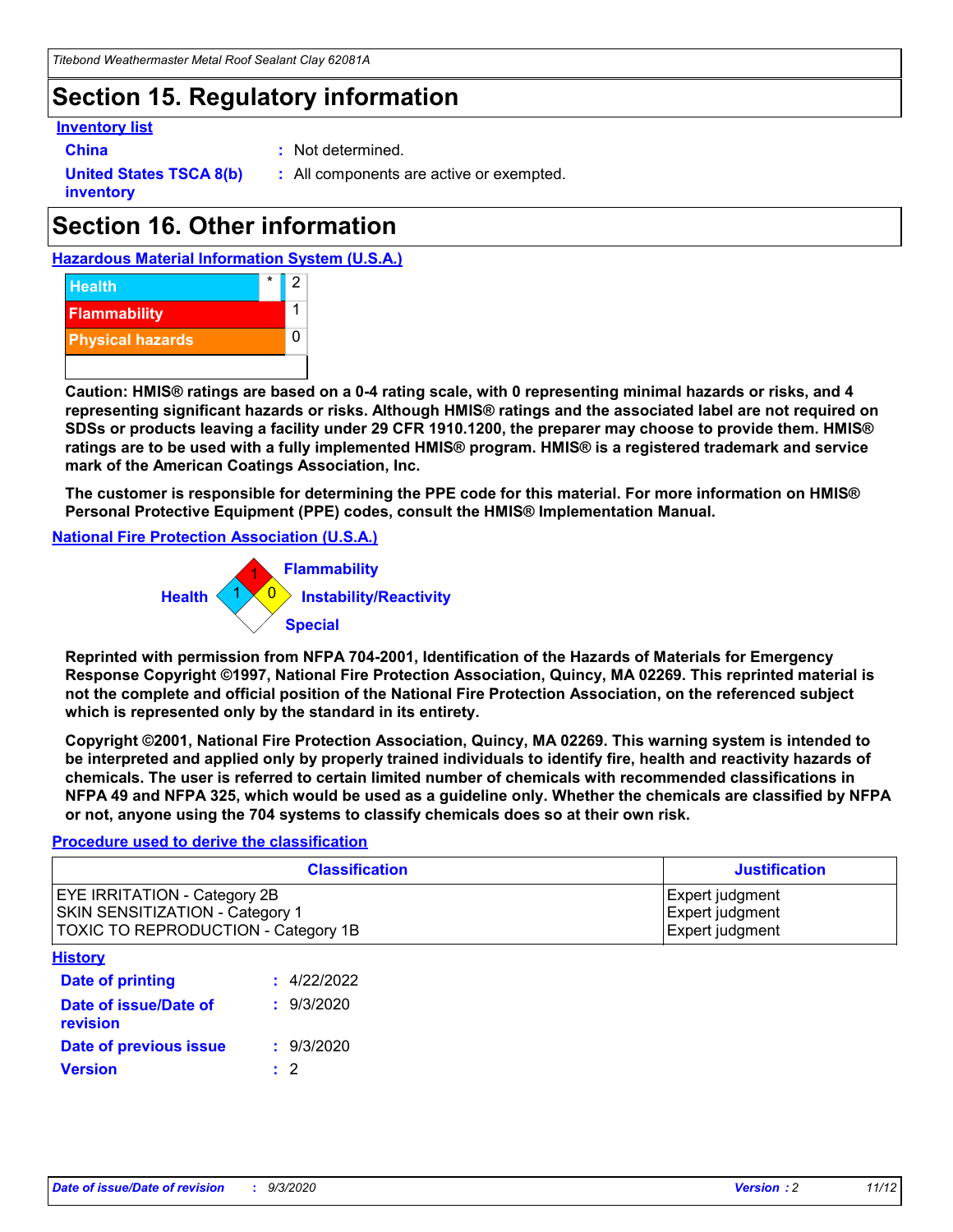# Section 15. Regulatory information

**Inventory list**

**China** : Not determined.

**United States TSCA 8(b) inventory** : All components are active or exempted.

# Section 16. Other information

**Hazardous Material Information System (U.S.A.)**

| | | |
|---|---|---|
| Health | * | 2 |
| Flammability | | 1 |
| Physical hazards | | 0 |

**Caution: HMIS® ratings are based on a 0-4 rating scale, with 0 representing minimal hazards or risks, and 4 representing significant hazards or risks. Although HMIS® ratings and the associated label are not required on SDSs or products leaving a facility under 29 CFR 1910.1200, the preparer may choose to provide them. HMIS® ratings are to be used with a fully implemented HMIS® program. HMIS® is a registered trademark and service mark of the American Coatings Association, Inc.**

**The customer is responsible for determining the PPE code for this material. For more information on HMIS® Personal Protective Equipment (PPE) codes, consult the HMIS® Implementation Manual.**

**National Fire Protection Association (U.S.A.)**

Flammability: 1
Health: 1
Instability/Reactivity: 0
Special:

**Reprinted with permission from NFPA 704-2001, Identification of the Hazards of Materials for Emergency Response Copyright ©1997, National Fire Protection Association, Quincy, MA 02269. This reprinted material is not the complete and official position of the National Fire Protection Association, on the referenced subject which is represented only by the standard in its entirety.**

**Copyright ©2001, National Fire Protection Association, Quincy, MA 02269. This warning system is intended to be interpreted and applied only by properly trained individuals to identify fire, health and reactivity hazards of chemicals. The user is referred to certain limited number of chemicals with recommended classifications in NFPA 49 and NFPA 325, which would be used as a guideline only. Whether the chemicals are classified by NFPA or not, anyone using the 704 systems to classify chemicals does so at their own risk.**

**Procedure used to derive the classification**

| Classification | Justification |
|---|---|
| EYE IRRITATION - Category 2B | Expert judgment |
| SKIN SENSITIZATION - Category 1 | Expert judgment |
| TOXIC TO REPRODUCTION - Category 1B | Expert judgment |

**History**

**Date of printing** : 4/22/2022

**Date of issue/Date of revision** : 9/3/2020

**Date of previous issue** : 9/3/2020

**Version** : 2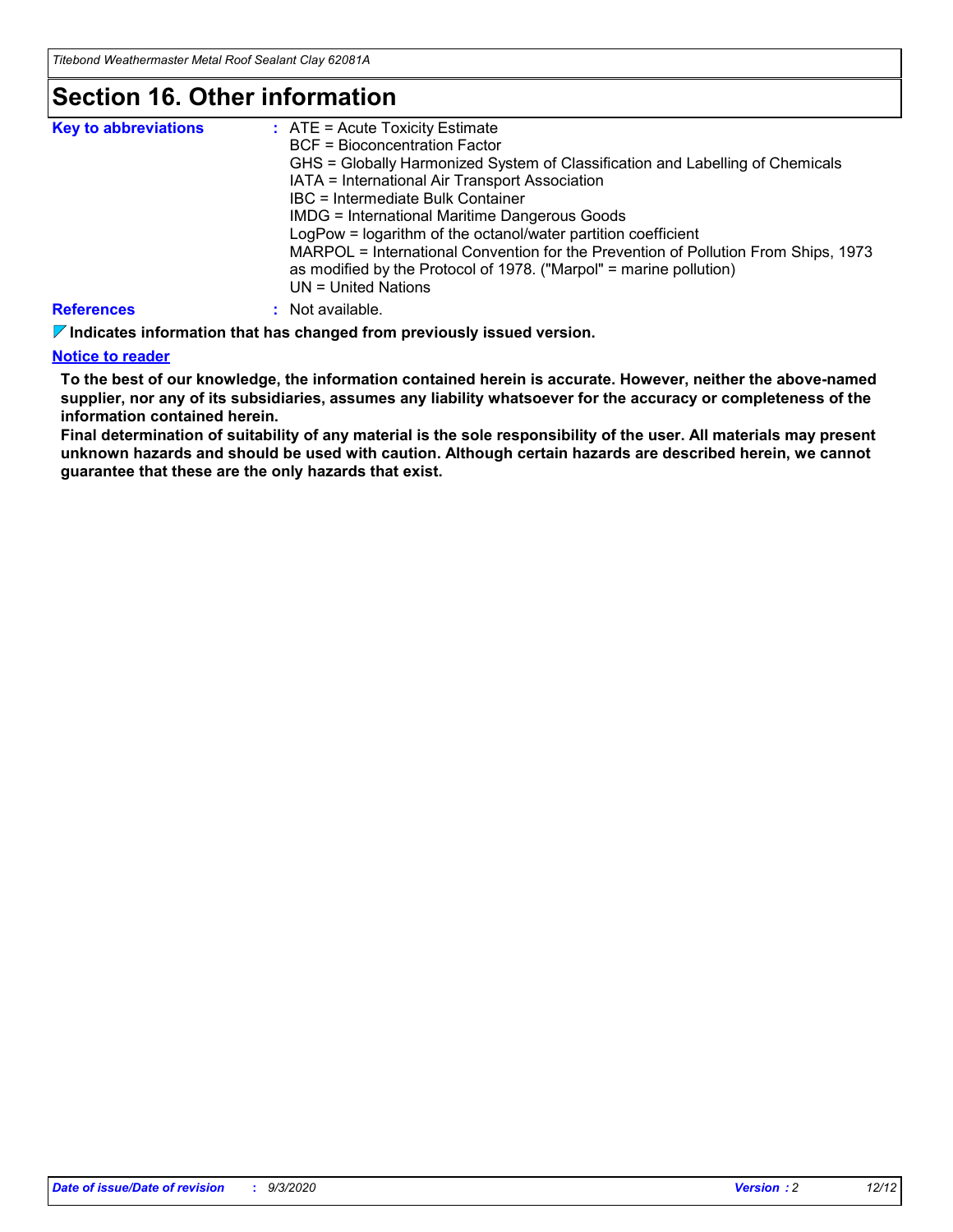## Section 16. Other information

**Key to abbreviations** : ATE = Acute Toxicity Estimate
BCF = Bioconcentration Factor
GHS = Globally Harmonized System of Classification and Labelling of Chemicals
IATA = International Air Transport Association
IBC = Intermediate Bulk Container
IMDG = International Maritime Dangerous Goods
LogPow = logarithm of the octanol/water partition coefficient
MARPOL = International Convention for the Prevention of Pollution From Ships, 1973 as modified by the Protocol of 1978. ("Marpol" = marine pollution)
UN = United Nations

**References** : Not available.

**Indicates information that has changed from previously issued version.**

**Notice to reader**

**To the best of our knowledge, the information contained herein is accurate. However, neither the above-named supplier, nor any of its subsidiaries, assumes any liability whatsoever for the accuracy or completeness of the information contained herein.**

**Final determination of suitability of any material is the sole responsibility of the user. All materials may present unknown hazards and should be used with caution. Although certain hazards are described herein, we cannot guarantee that these are the only hazards that exist.**